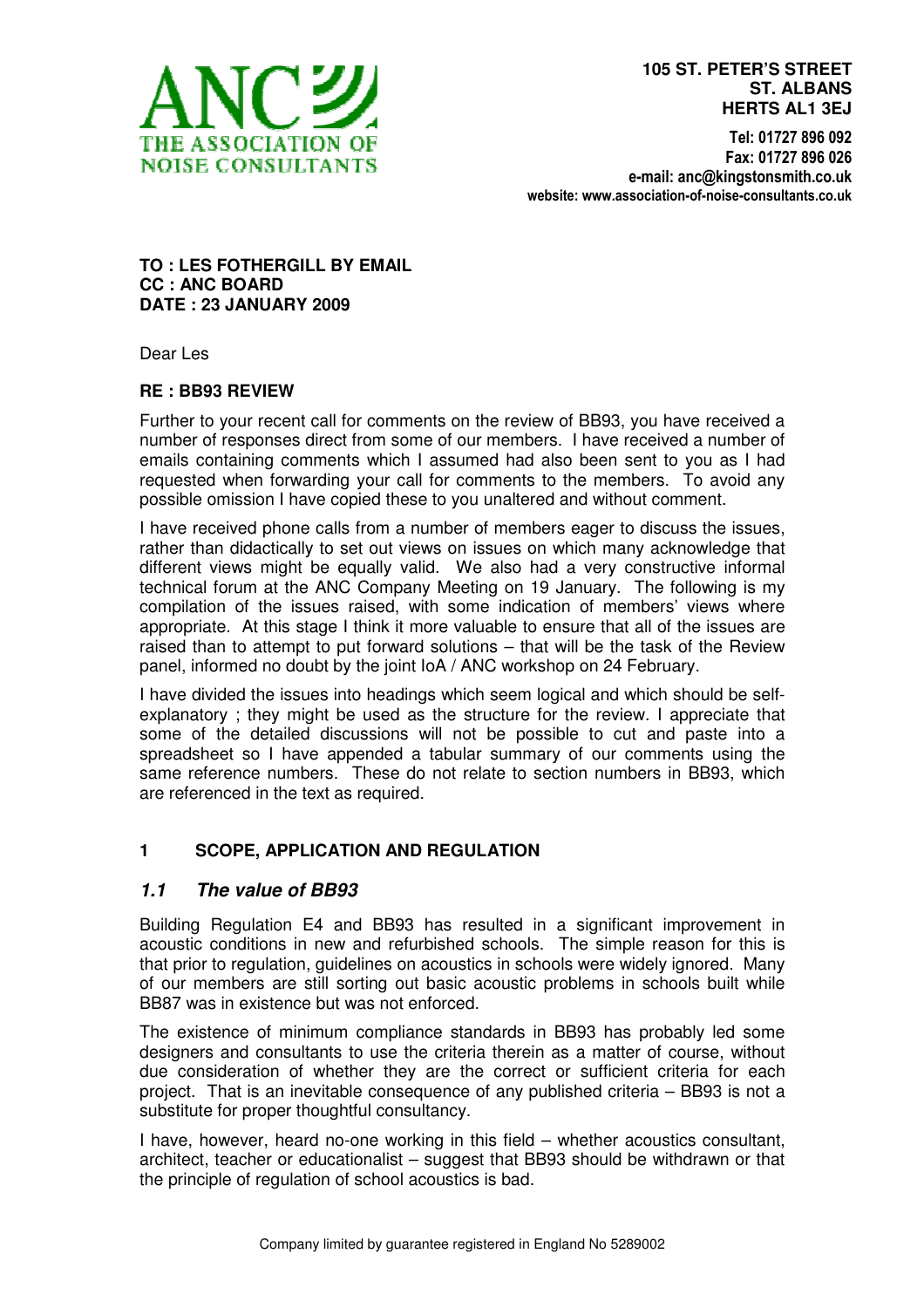**ANC**
**THE ASSOCIATION OF NOISE CONSULTANTS**

**105 ST. PETER'S STREET**
**ST. ALBANS**
**HERTS AL1 3EJ**

**Tel: 01727 896 092**
**Fax: 01727 896 026**
**e-mail: anc@kingstonsmith.co.uk**
**website: www.association-of-noise-consultants.co.uk**

**TO : LES FOTHERGILL BY EMAIL**
**CC : ANC BOARD**
**DATE : 23 JANUARY 2009**

Dear Les

**RE : BB93 REVIEW**

Further to your recent call for comments on the review of BB93, you have received a number of responses direct from some of our members. I have received a number of emails containing comments which I assumed had also been sent to you as I had requested when forwarding your call for comments to the members. To avoid any possible omission I have copied these to you unaltered and without comment.

I have received phone calls from a number of members eager to discuss the issues, rather than didactically to set out views on issues on which many acknowledge that different views might be equally valid. We also had a very constructive informal technical forum at the ANC Company Meeting on 19 January. The following is my compilation of the issues raised, with some indication of members' views where appropriate. At this stage I think it more valuable to ensure that all of the issues are raised than to attempt to put forward solutions – that will be the task of the Review panel, informed no doubt by the joint IoA / ANC workshop on 24 February.

I have divided the issues into headings which seem logical and which should be self-explanatory ; they might be used as the structure for the review. I appreciate that some of the detailed discussions will not be possible to cut and paste into a spreadsheet so I have appended a tabular summary of our comments using the same reference numbers. These do not relate to section numbers in BB93, which are referenced in the text as required.

## 1 SCOPE, APPLICATION AND REGULATION

### *1.1 The value of BB93*

Building Regulation E4 and BB93 has resulted in a significant improvement in acoustic conditions in new and refurbished schools. The simple reason for this is that prior to regulation, guidelines on acoustics in schools were widely ignored. Many of our members are still sorting out basic acoustic problems in schools built while BB87 was in existence but was not enforced.

The existence of minimum compliance standards in BB93 has probably led some designers and consultants to use the criteria therein as a matter of course, without due consideration of whether they are the correct or sufficient criteria for each project. That is an inevitable consequence of any published criteria – BB93 is not a substitute for proper thoughtful consultancy.

I have, however, heard no-one working in this field – whether acoustics consultant, architect, teacher or educationalist – suggest that BB93 should be withdrawn or that the principle of regulation of school acoustics is bad.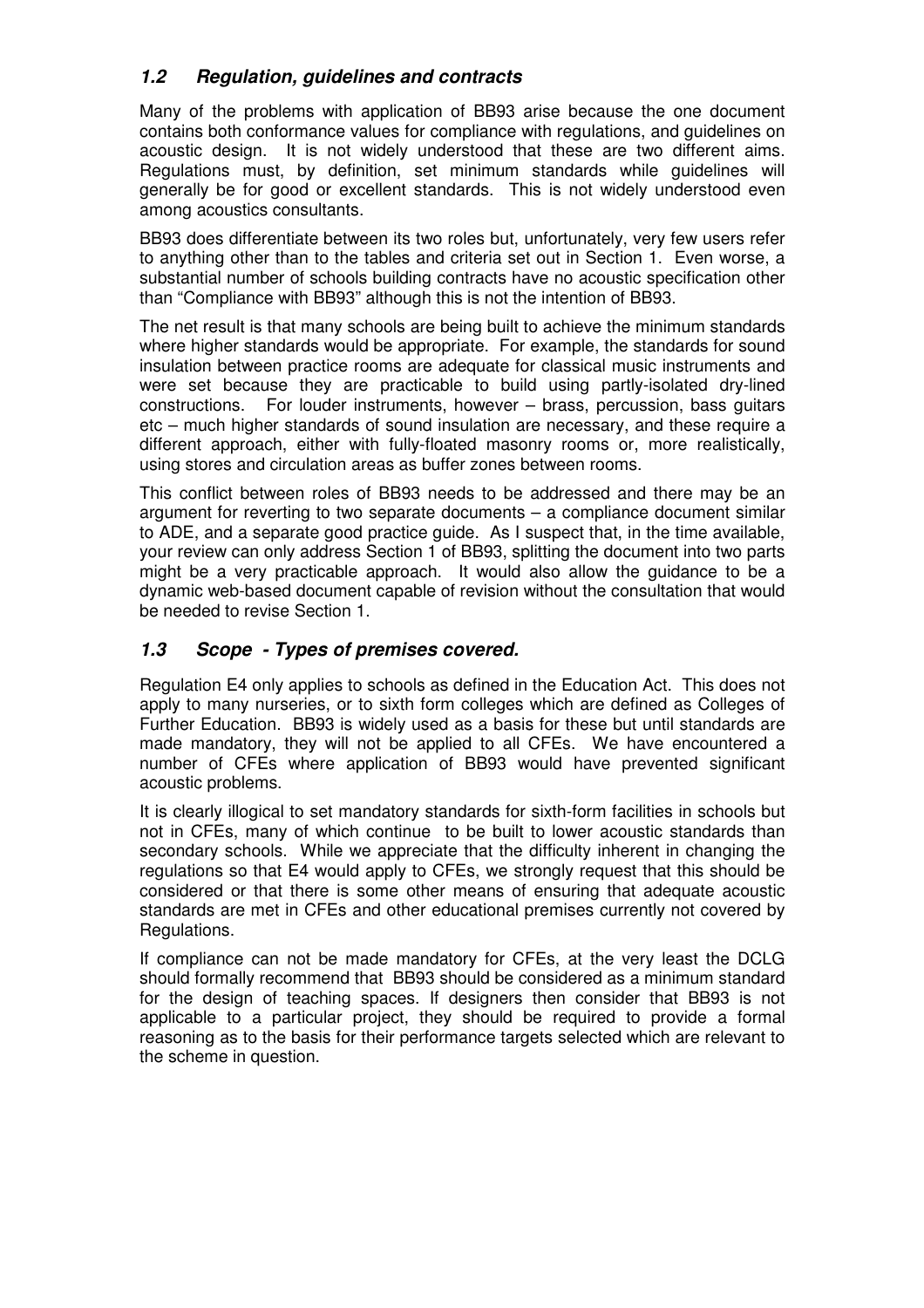### *1.2 Regulation, guidelines and contracts*

Many of the problems with application of BB93 arise because the one document contains both conformance values for compliance with regulations, and guidelines on acoustic design. It is not widely understood that these are two different aims. Regulations must, by definition, set minimum standards while guidelines will generally be for good or excellent standards. This is not widely understood even among acoustics consultants.

BB93 does differentiate between its two roles but, unfortunately, very few users refer to anything other than to the tables and criteria set out in Section 1. Even worse, a substantial number of schools building contracts have no acoustic specification other than "Compliance with BB93" although this is not the intention of BB93.

The net result is that many schools are being built to achieve the minimum standards where higher standards would be appropriate. For example, the standards for sound insulation between practice rooms are adequate for classical music instruments and were set because they are practicable to build using partly-isolated dry-lined constructions. For louder instruments, however – brass, percussion, bass guitars etc – much higher standards of sound insulation are necessary, and these require a different approach, either with fully-floated masonry rooms or, more realistically, using stores and circulation areas as buffer zones between rooms.

This conflict between roles of BB93 needs to be addressed and there may be an argument for reverting to two separate documents – a compliance document similar to ADE, and a separate good practice guide. As I suspect that, in the time available, your review can only address Section 1 of BB93, splitting the document into two parts might be a very practicable approach. It would also allow the guidance to be a dynamic web-based document capable of revision without the consultation that would be needed to revise Section 1.

### *1.3 Scope - Types of premises covered.*

Regulation E4 only applies to schools as defined in the Education Act. This does not apply to many nurseries, or to sixth form colleges which are defined as Colleges of Further Education. BB93 is widely used as a basis for these but until standards are made mandatory, they will not be applied to all CFEs. We have encountered a number of CFEs where application of BB93 would have prevented significant acoustic problems.

It is clearly illogical to set mandatory standards for sixth-form facilities in schools but not in CFEs, many of which continue to be built to lower acoustic standards than secondary schools. While we appreciate that the difficulty inherent in changing the regulations so that E4 would apply to CFEs, we strongly request that this should be considered or that there is some other means of ensuring that adequate acoustic standards are met in CFEs and other educational premises currently not covered by Regulations.

If compliance can not be made mandatory for CFEs, at the very least the DCLG should formally recommend that BB93 should be considered as a minimum standard for the design of teaching spaces. If designers then consider that BB93 is not applicable to a particular project, they should be required to provide a formal reasoning as to the basis for their performance targets selected which are relevant to the scheme in question.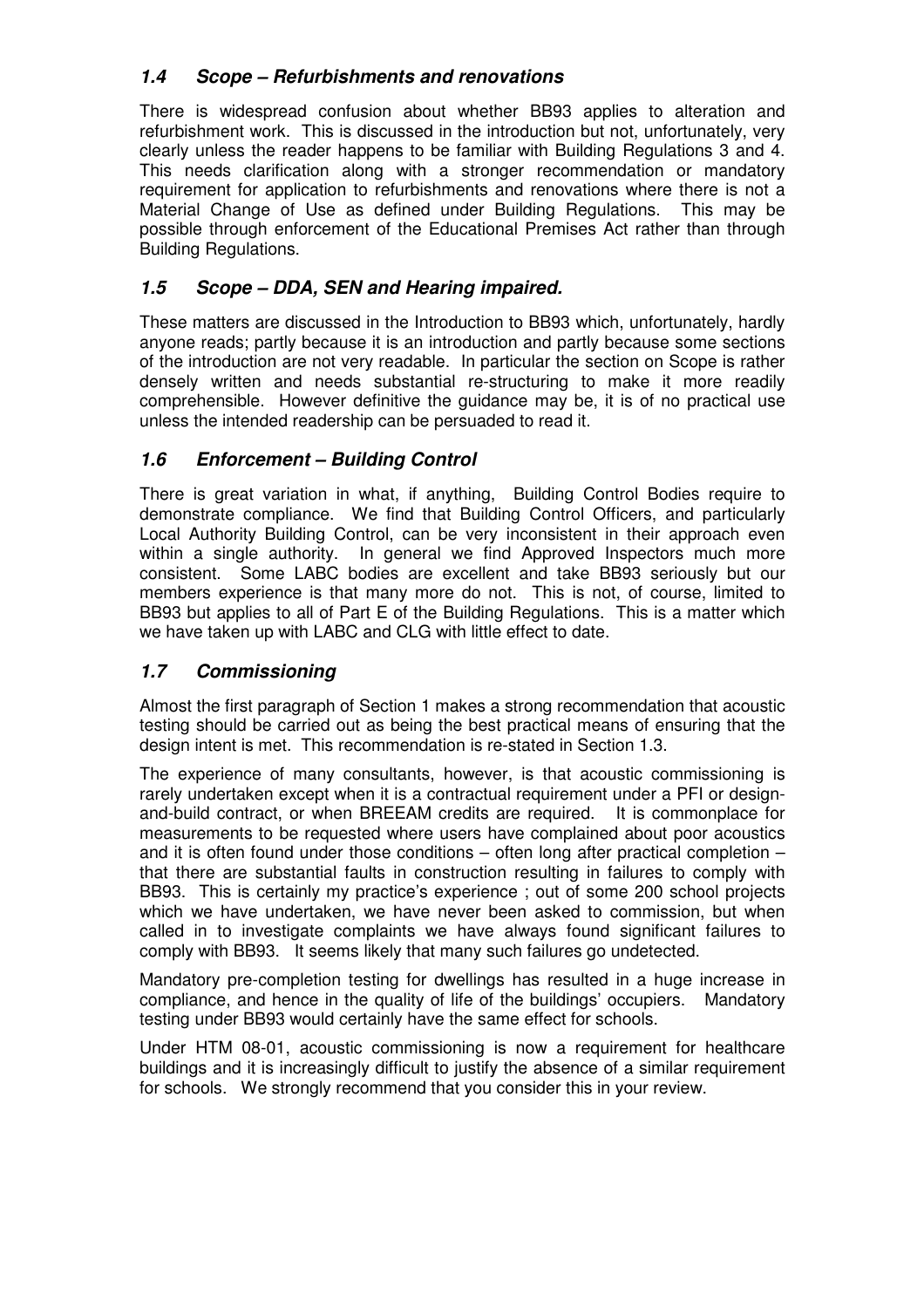### *1.4 Scope – Refurbishments and renovations*

There is widespread confusion about whether BB93 applies to alteration and refurbishment work. This is discussed in the introduction but not, unfortunately, very clearly unless the reader happens to be familiar with Building Regulations 3 and 4. This needs clarification along with a stronger recommendation or mandatory requirement for application to refurbishments and renovations where there is not a Material Change of Use as defined under Building Regulations. This may be possible through enforcement of the Educational Premises Act rather than through Building Regulations.

### *1.5 Scope – DDA, SEN and Hearing impaired.*

These matters are discussed in the Introduction to BB93 which, unfortunately, hardly anyone reads; partly because it is an introduction and partly because some sections of the introduction are not very readable. In particular the section on Scope is rather densely written and needs substantial re-structuring to make it more readily comprehensible. However definitive the guidance may be, it is of no practical use unless the intended readership can be persuaded to read it.

### *1.6 Enforcement – Building Control*

There is great variation in what, if anything, Building Control Bodies require to demonstrate compliance. We find that Building Control Officers, and particularly Local Authority Building Control, can be very inconsistent in their approach even within a single authority. In general we find Approved Inspectors much more consistent. Some LABC bodies are excellent and take BB93 seriously but our members experience is that many more do not. This is not, of course, limited to BB93 but applies to all of Part E of the Building Regulations. This is a matter which we have taken up with LABC and CLG with little effect to date.

### *1.7 Commissioning*

Almost the first paragraph of Section 1 makes a strong recommendation that acoustic testing should be carried out as being the best practical means of ensuring that the design intent is met. This recommendation is re-stated in Section 1.3.

The experience of many consultants, however, is that acoustic commissioning is rarely undertaken except when it is a contractual requirement under a PFI or design-and-build contract, or when BREEAM credits are required. It is commonplace for measurements to be requested where users have complained about poor acoustics and it is often found under those conditions – often long after practical completion – that there are substantial faults in construction resulting in failures to comply with BB93. This is certainly my practice's experience ; out of some 200 school projects which we have undertaken, we have never been asked to commission, but when called in to investigate complaints we have always found significant failures to comply with BB93. It seems likely that many such failures go undetected.

Mandatory pre-completion testing for dwellings has resulted in a huge increase in compliance, and hence in the quality of life of the buildings' occupiers. Mandatory testing under BB93 would certainly have the same effect for schools.

Under HTM 08-01, acoustic commissioning is now a requirement for healthcare buildings and it is increasingly difficult to justify the absence of a similar requirement for schools. We strongly recommend that you consider this in your review.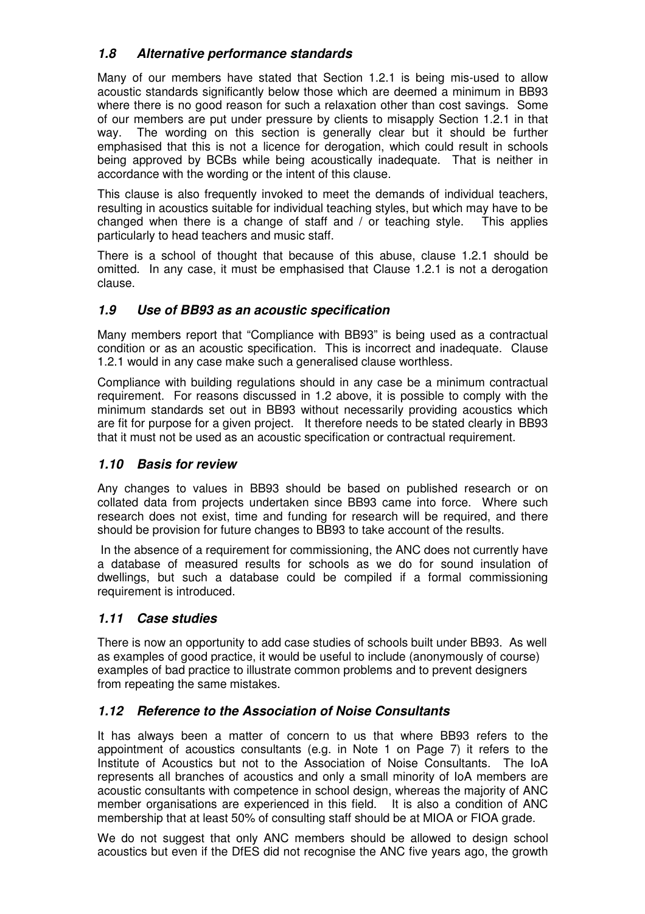### *1.8 Alternative performance standards*

Many of our members have stated that Section 1.2.1 is being mis-used to allow acoustic standards significantly below those which are deemed a minimum in BB93 where there is no good reason for such a relaxation other than cost savings. Some of our members are put under pressure by clients to misapply Section 1.2.1 in that way. The wording on this section is generally clear but it should be further emphasised that this is not a licence for derogation, which could result in schools being approved by BCBs while being acoustically inadequate. That is neither in accordance with the wording or the intent of this clause.

This clause is also frequently invoked to meet the demands of individual teachers, resulting in acoustics suitable for individual teaching styles, but which may have to be changed when there is a change of staff and / or teaching style. This applies particularly to head teachers and music staff.

There is a school of thought that because of this abuse, clause 1.2.1 should be omitted. In any case, it must be emphasised that Clause 1.2.1 is not a derogation clause.

### *1.9 Use of BB93 as an acoustic specification*

Many members report that "Compliance with BB93" is being used as a contractual condition or as an acoustic specification. This is incorrect and inadequate. Clause 1.2.1 would in any case make such a generalised clause worthless.

Compliance with building regulations should in any case be a minimum contractual requirement. For reasons discussed in 1.2 above, it is possible to comply with the minimum standards set out in BB93 without necessarily providing acoustics which are fit for purpose for a given project. It therefore needs to be stated clearly in BB93 that it must not be used as an acoustic specification or contractual requirement.

### *1.10 Basis for review*

Any changes to values in BB93 should be based on published research or on collated data from projects undertaken since BB93 came into force. Where such research does not exist, time and funding for research will be required, and there should be provision for future changes to BB93 to take account of the results.

In the absence of a requirement for commissioning, the ANC does not currently have a database of measured results for schools as we do for sound insulation of dwellings, but such a database could be compiled if a formal commissioning requirement is introduced.

### *1.11 Case studies*

There is now an opportunity to add case studies of schools built under BB93. As well as examples of good practice, it would be useful to include (anonymously of course) examples of bad practice to illustrate common problems and to prevent designers from repeating the same mistakes.

### *1.12 Reference to the Association of Noise Consultants*

It has always been a matter of concern to us that where BB93 refers to the appointment of acoustics consultants (e.g. in Note 1 on Page 7) it refers to the Institute of Acoustics but not to the Association of Noise Consultants. The IoA represents all branches of acoustics and only a small minority of IoA members are acoustic consultants with competence in school design, whereas the majority of ANC member organisations are experienced in this field. It is also a condition of ANC membership that at least 50% of consulting staff should be at MIOA or FIOA grade.

We do not suggest that only ANC members should be allowed to design school acoustics but even if the DfES did not recognise the ANC five years ago, the growth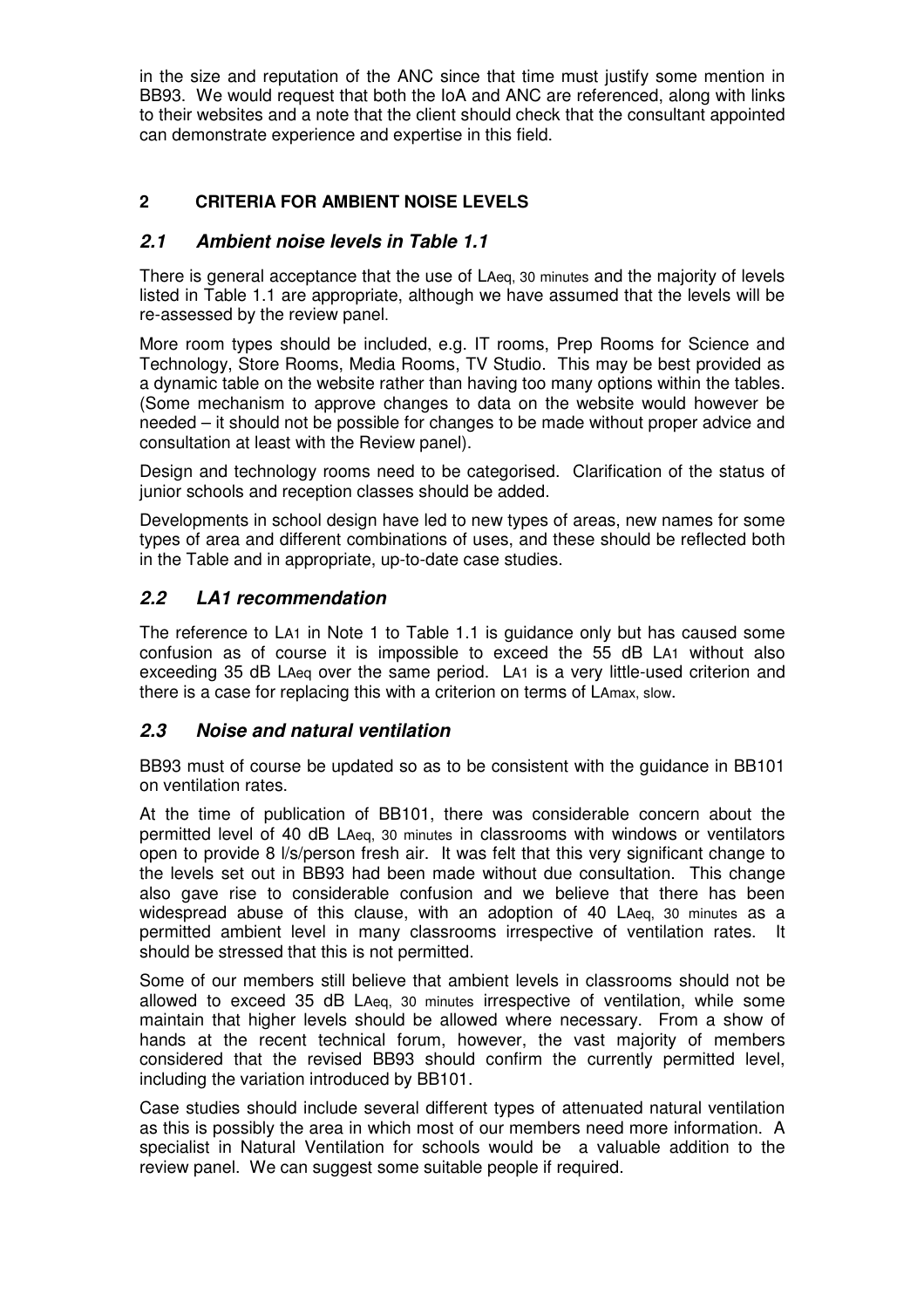in the size and reputation of the ANC since that time must justify some mention in BB93. We would request that both the IoA and ANC are referenced, along with links to their websites and a note that the client should check that the consultant appointed can demonstrate experience and expertise in this field.

## 2 CRITERIA FOR AMBIENT NOISE LEVELS

### *2.1 Ambient noise levels in Table 1.1*

There is general acceptance that the use of $L_{Aeq,\ 30\ minutes}$ and the majority of levels listed in Table 1.1 are appropriate, although we have assumed that the levels will be re-assessed by the review panel.

More room types should be included, e.g. IT rooms, Prep Rooms for Science and Technology, Store Rooms, Media Rooms, TV Studio. This may be best provided as a dynamic table on the website rather than having too many options within the tables. (Some mechanism to approve changes to data on the website would however be needed – it should not be possible for changes to be made without proper advice and consultation at least with the Review panel).

Design and technology rooms need to be categorised. Clarification of the status of junior schools and reception classes should be added.

Developments in school design have led to new types of areas, new names for some types of area and different combinations of uses, and these should be reflected both in the Table and in appropriate, up-to-date case studies.

### *2.2 LA1 recommendation*

The reference to $L_{A1}$ in Note 1 to Table 1.1 is guidance only but has caused some confusion as of course it is impossible to exceed the 55 dB $L_{A1}$ without also exceeding 35 dB $L_{Aeq}$ over the same period. $L_{A1}$ is a very little-used criterion and there is a case for replacing this with a criterion on terms of $L_{Amax,\ slow}$.

### *2.3 Noise and natural ventilation*

BB93 must of course be updated so as to be consistent with the guidance in BB101 on ventilation rates.

At the time of publication of BB101, there was considerable concern about the permitted level of 40 dB $L_{Aeq,\ 30\ minutes}$ in classrooms with windows or ventilators open to provide 8 l/s/person fresh air. It was felt that this very significant change to the levels set out in BB93 had been made without due consultation. This change also gave rise to considerable confusion and we believe that there has been widespread abuse of this clause, with an adoption of 40 $L_{Aeq,\ 30\ minutes}$ as a permitted ambient level in many classrooms irrespective of ventilation rates. It should be stressed that this is not permitted.

Some of our members still believe that ambient levels in classrooms should not be allowed to exceed 35 dB $L_{Aeq,\ 30\ minutes}$ irrespective of ventilation, while some maintain that higher levels should be allowed where necessary. From a show of hands at the recent technical forum, however, the vast majority of members considered that the revised BB93 should confirm the currently permitted level, including the variation introduced by BB101.

Case studies should include several different types of attenuated natural ventilation as this is possibly the area in which most of our members need more information. A specialist in Natural Ventilation for schools would be a valuable addition to the review panel. We can suggest some suitable people if required.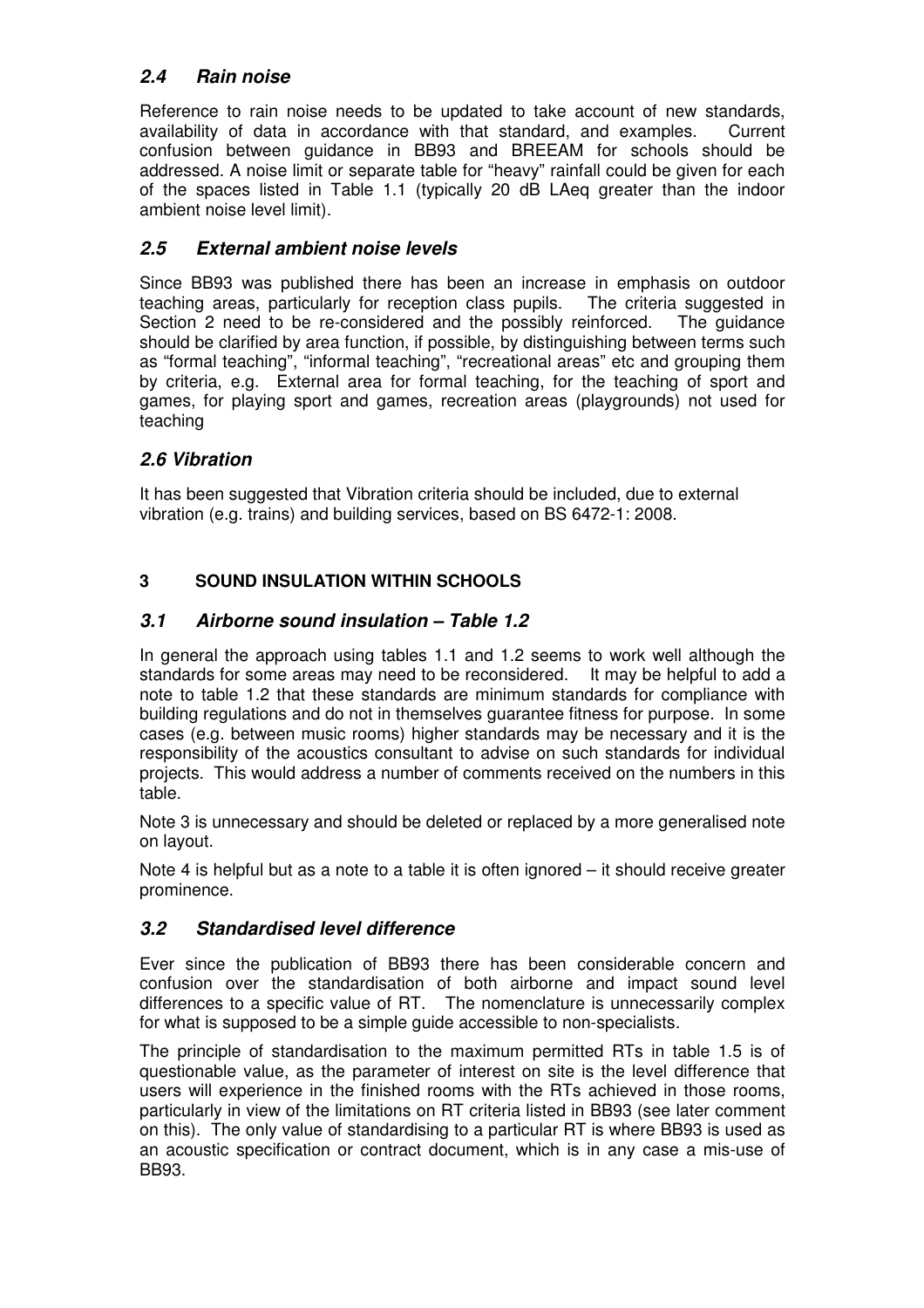### *2.4 Rain noise*

Reference to rain noise needs to be updated to take account of new standards, availability of data in accordance with that standard, and examples. Current confusion between guidance in BB93 and BREEAM for schools should be addressed. A noise limit or separate table for "heavy" rainfall could be given for each of the spaces listed in Table 1.1 (typically 20 dB LAeq greater than the indoor ambient noise level limit).

### *2.5 External ambient noise levels*

Since BB93 was published there has been an increase in emphasis on outdoor teaching areas, particularly for reception class pupils. The criteria suggested in Section 2 need to be re-considered and the possibly reinforced. The guidance should be clarified by area function, if possible, by distinguishing between terms such as "formal teaching", "informal teaching", "recreational areas" etc and grouping them by criteria, e.g. External area for formal teaching, for the teaching of sport and games, for playing sport and games, recreation areas (playgrounds) not used for teaching

### *2.6 Vibration*

It has been suggested that Vibration criteria should be included, due to external vibration (e.g. trains) and building services, based on BS 6472-1: 2008.

## 3 SOUND INSULATION WITHIN SCHOOLS

### *3.1 Airborne sound insulation – Table 1.2*

In general the approach using tables 1.1 and 1.2 seems to work well although the standards for some areas may need to be reconsidered. It may be helpful to add a note to table 1.2 that these standards are minimum standards for compliance with building regulations and do not in themselves guarantee fitness for purpose. In some cases (e.g. between music rooms) higher standards may be necessary and it is the responsibility of the acoustics consultant to advise on such standards for individual projects. This would address a number of comments received on the numbers in this table.

Note 3 is unnecessary and should be deleted or replaced by a more generalised note on layout.

Note 4 is helpful but as a note to a table it is often ignored – it should receive greater prominence.

### *3.2 Standardised level difference*

Ever since the publication of BB93 there has been considerable concern and confusion over the standardisation of both airborne and impact sound level differences to a specific value of RT. The nomenclature is unnecessarily complex for what is supposed to be a simple guide accessible to non-specialists.

The principle of standardisation to the maximum permitted RTs in table 1.5 is of questionable value, as the parameter of interest on site is the level difference that users will experience in the finished rooms with the RTs achieved in those rooms, particularly in view of the limitations on RT criteria listed in BB93 (see later comment on this). The only value of standardising to a particular RT is where BB93 is used as an acoustic specification or contract document, which is in any case a mis-use of BB93.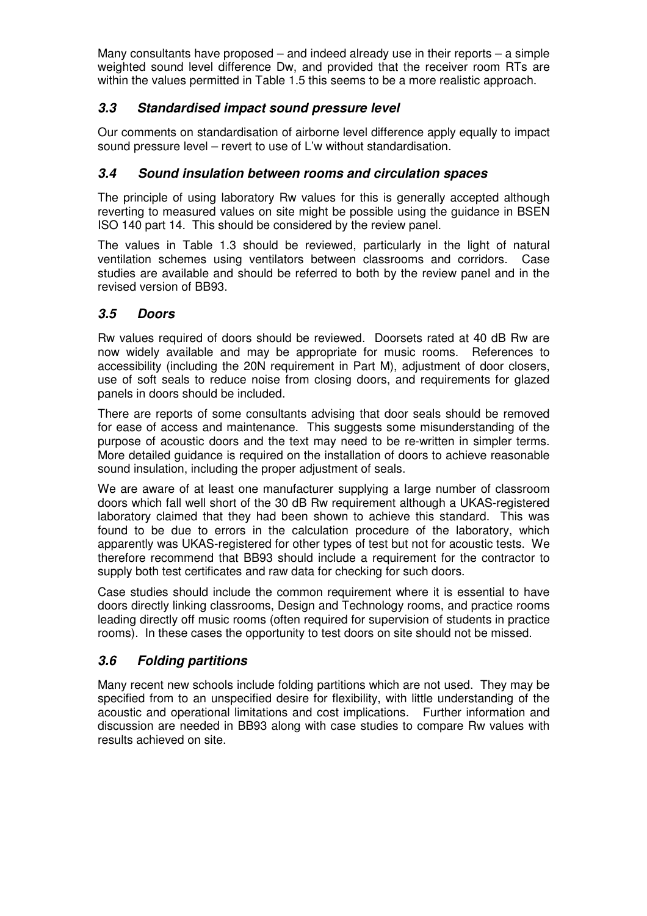Many consultants have proposed – and indeed already use in their reports – a simple weighted sound level difference Dw, and provided that the receiver room RTs are within the values permitted in Table 1.5 this seems to be a more realistic approach.

### *3.3 Standardised impact sound pressure level*

Our comments on standardisation of airborne level difference apply equally to impact sound pressure level – revert to use of L'w without standardisation.

### *3.4 Sound insulation between rooms and circulation spaces*

The principle of using laboratory Rw values for this is generally accepted although reverting to measured values on site might be possible using the guidance in BSEN ISO 140 part 14. This should be considered by the review panel.

The values in Table 1.3 should be reviewed, particularly in the light of natural ventilation schemes using ventilators between classrooms and corridors. Case studies are available and should be referred to both by the review panel and in the revised version of BB93.

### *3.5 Doors*

Rw values required of doors should be reviewed. Doorsets rated at 40 dB Rw are now widely available and may be appropriate for music rooms. References to accessibility (including the 20N requirement in Part M), adjustment of door closers, use of soft seals to reduce noise from closing doors, and requirements for glazed panels in doors should be included.

There are reports of some consultants advising that door seals should be removed for ease of access and maintenance. This suggests some misunderstanding of the purpose of acoustic doors and the text may need to be re-written in simpler terms. More detailed guidance is required on the installation of doors to achieve reasonable sound insulation, including the proper adjustment of seals.

We are aware of at least one manufacturer supplying a large number of classroom doors which fall well short of the 30 dB Rw requirement although a UKAS-registered laboratory claimed that they had been shown to achieve this standard. This was found to be due to errors in the calculation procedure of the laboratory, which apparently was UKAS-registered for other types of test but not for acoustic tests. We therefore recommend that BB93 should include a requirement for the contractor to supply both test certificates and raw data for checking for such doors.

Case studies should include the common requirement where it is essential to have doors directly linking classrooms, Design and Technology rooms, and practice rooms leading directly off music rooms (often required for supervision of students in practice rooms). In these cases the opportunity to test doors on site should not be missed.

### *3.6 Folding partitions*

Many recent new schools include folding partitions which are not used. They may be specified from to an unspecified desire for flexibility, with little understanding of the acoustic and operational limitations and cost implications. Further information and discussion are needed in BB93 along with case studies to compare Rw values with results achieved on site.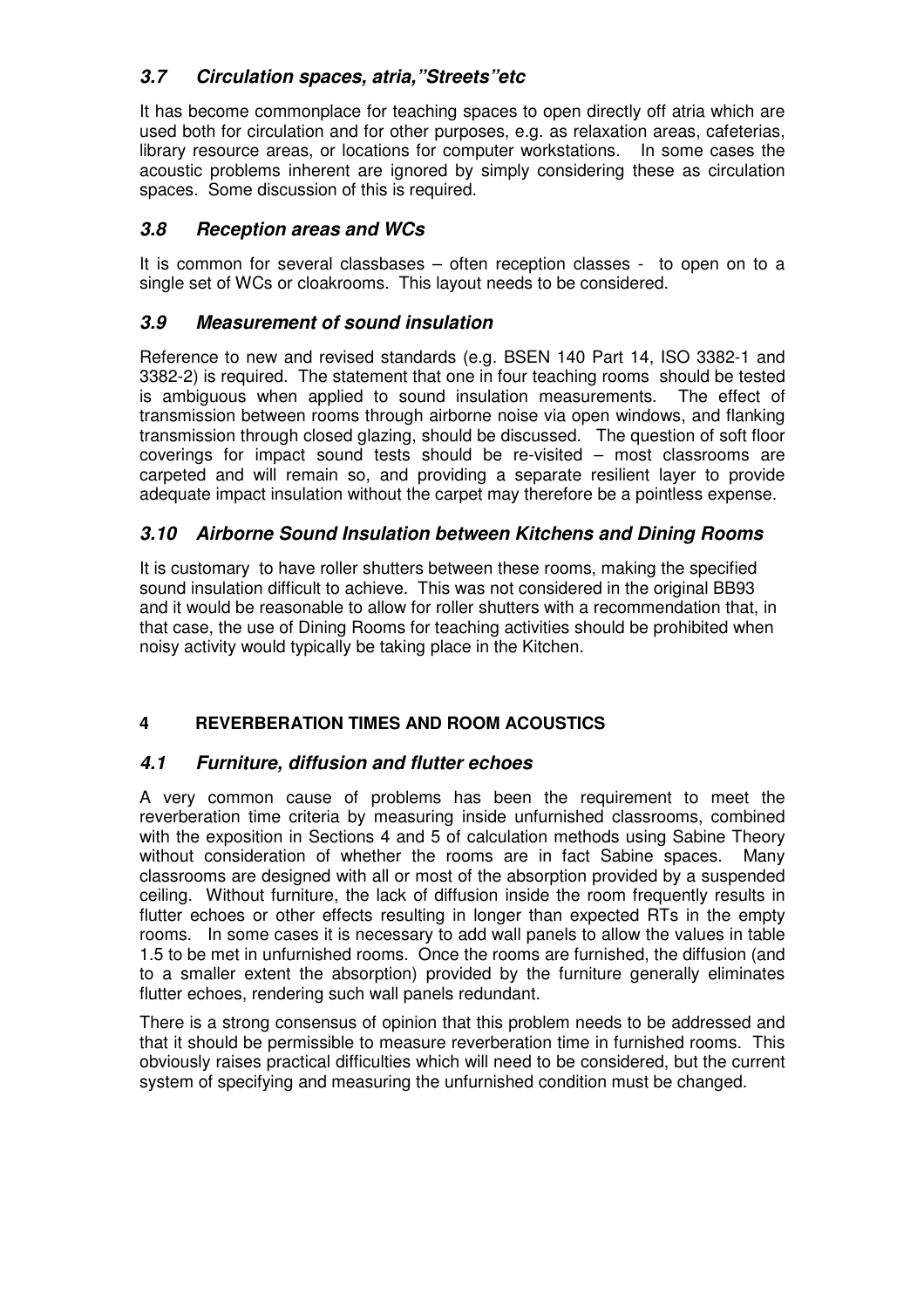### *3.7 Circulation spaces, atria,"Streets"etc*

It has become commonplace for teaching spaces to open directly off atria which are used both for circulation and for other purposes, e.g. as relaxation areas, cafeterias, library resource areas, or locations for computer workstations. In some cases the acoustic problems inherent are ignored by simply considering these as circulation spaces. Some discussion of this is required.

### *3.8 Reception areas and WCs*

It is common for several classbases – often reception classes - to open on to a single set of WCs or cloakrooms. This layout needs to be considered.

### *3.9 Measurement of sound insulation*

Reference to new and revised standards (e.g. BSEN 140 Part 14, ISO 3382-1 and 3382-2) is required. The statement that one in four teaching rooms should be tested is ambiguous when applied to sound insulation measurements. The effect of transmission between rooms through airborne noise via open windows, and flanking transmission through closed glazing, should be discussed. The question of soft floor coverings for impact sound tests should be re-visited – most classrooms are carpeted and will remain so, and providing a separate resilient layer to provide adequate impact insulation without the carpet may therefore be a pointless expense.

### *3.10 Airborne Sound Insulation between Kitchens and Dining Rooms*

It is customary to have roller shutters between these rooms, making the specified sound insulation difficult to achieve. This was not considered in the original BB93 and it would be reasonable to allow for roller shutters with a recommendation that, in that case, the use of Dining Rooms for teaching activities should be prohibited when noisy activity would typically be taking place in the Kitchen.

## 4 REVERBERATION TIMES AND ROOM ACOUSTICS

### *4.1 Furniture, diffusion and flutter echoes*

A very common cause of problems has been the requirement to meet the reverberation time criteria by measuring inside unfurnished classrooms, combined with the exposition in Sections 4 and 5 of calculation methods using Sabine Theory without consideration of whether the rooms are in fact Sabine spaces. Many classrooms are designed with all or most of the absorption provided by a suspended ceiling. Without furniture, the lack of diffusion inside the room frequently results in flutter echoes or other effects resulting in longer than expected RTs in the empty rooms. In some cases it is necessary to add wall panels to allow the values in table 1.5 to be met in unfurnished rooms. Once the rooms are furnished, the diffusion (and to a smaller extent the absorption) provided by the furniture generally eliminates flutter echoes, rendering such wall panels redundant.

There is a strong consensus of opinion that this problem needs to be addressed and that it should be permissible to measure reverberation time in furnished rooms. This obviously raises practical difficulties which will need to be considered, but the current system of specifying and measuring the unfurnished condition must be changed.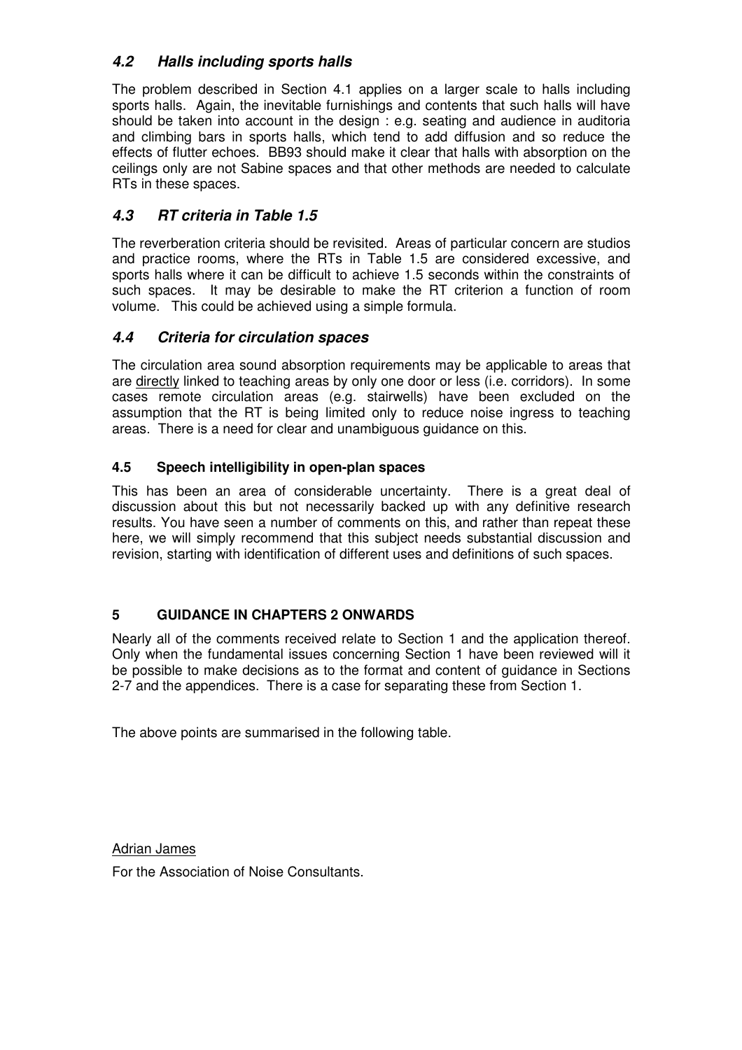### *4.2 Halls including sports halls*

The problem described in Section 4.1 applies on a larger scale to halls including sports halls. Again, the inevitable furnishings and contents that such halls will have should be taken into account in the design : e.g. seating and audience in auditoria and climbing bars in sports halls, which tend to add diffusion and so reduce the effects of flutter echoes. BB93 should make it clear that halls with absorption on the ceilings only are not Sabine spaces and that other methods are needed to calculate RTs in these spaces.

### *4.3 RT criteria in Table 1.5*

The reverberation criteria should be revisited. Areas of particular concern are studios and practice rooms, where the RTs in Table 1.5 are considered excessive, and sports halls where it can be difficult to achieve 1.5 seconds within the constraints of such spaces. It may be desirable to make the RT criterion a function of room volume. This could be achieved using a simple formula.

### *4.4 Criteria for circulation spaces*

The circulation area sound absorption requirements may be applicable to areas that are <u>directly</u> linked to teaching areas by only one door or less (i.e. corridors). In some cases remote circulation areas (e.g. stairwells) have been excluded on the assumption that the RT is being limited only to reduce noise ingress to teaching areas. There is a need for clear and unambiguous guidance on this.

#### 4.5 Speech intelligibility in open-plan spaces

This has been an area of considerable uncertainty. There is a great deal of discussion about this but not necessarily backed up with any definitive research results. You have seen a number of comments on this, and rather than repeat these here, we will simply recommend that this subject needs substantial discussion and revision, starting with identification of different uses and definitions of such spaces.

## 5 GUIDANCE IN CHAPTERS 2 ONWARDS

Nearly all of the comments received relate to Section 1 and the application thereof. Only when the fundamental issues concerning Section 1 have been reviewed will it be possible to make decisions as to the format and content of guidance in Sections 2-7 and the appendices. There is a case for separating these from Section 1.

The above points are summarised in the following table.

<u>Adrian James</u>

For the Association of Noise Consultants.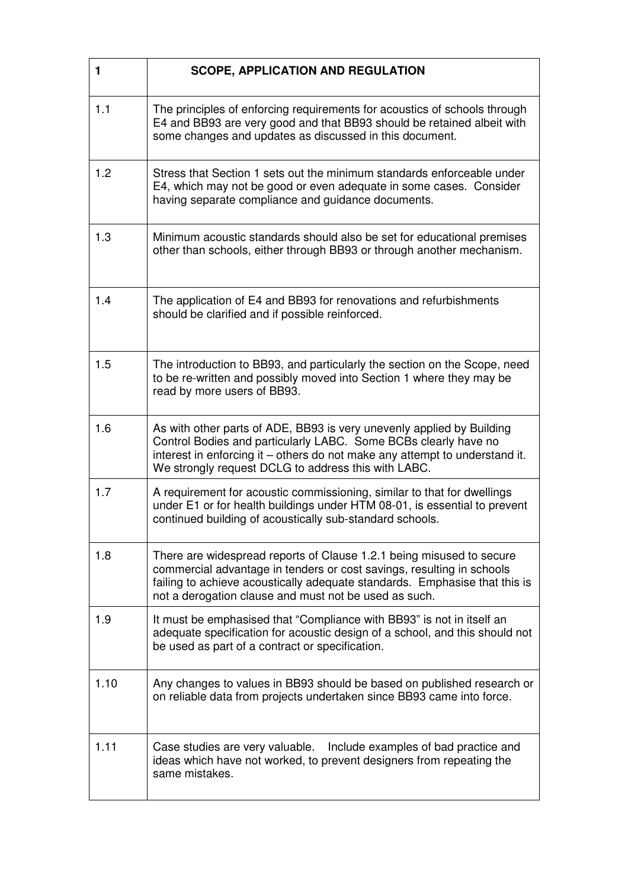| 1 | SCOPE, APPLICATION AND REGULATION |
|---|---|
| 1.1 | The principles of enforcing requirements for acoustics of schools through E4 and BB93 are very good and that BB93 should be retained albeit with some changes and updates as discussed in this document. |
| 1.2 | Stress that Section 1 sets out the minimum standards enforceable under E4, which may not be good or even adequate in some cases. Consider having separate compliance and guidance documents. |
| 1.3 | Minimum acoustic standards should also be set for educational premises other than schools, either through BB93 or through another mechanism. |
| 1.4 | The application of E4 and BB93 for renovations and refurbishments should be clarified and if possible reinforced. |
| 1.5 | The introduction to BB93, and particularly the section on the Scope, need to be re-written and possibly moved into Section 1 where they may be read by more users of BB93. |
| 1.6 | As with other parts of ADE, BB93 is very unevenly applied by Building Control Bodies and particularly LABC. Some BCBs clearly have no interest in enforcing it – others do not make any attempt to understand it. We strongly request DCLG to address this with LABC. |
| 1.7 | A requirement for acoustic commissioning, similar to that for dwellings under E1 or for health buildings under HTM 08-01, is essential to prevent continued building of acoustically sub-standard schools. |
| 1.8 | There are widespread reports of Clause 1.2.1 being misused to secure commercial advantage in tenders or cost savings, resulting in schools failing to achieve acoustically adequate standards. Emphasise that this is not a derogation clause and must not be used as such. |
| 1.9 | It must be emphasised that "Compliance with BB93" is not in itself an adequate specification for acoustic design of a school, and this should not be used as part of a contract or specification. |
| 1.10 | Any changes to values in BB93 should be based on published research or on reliable data from projects undertaken since BB93 came into force. |
| 1.11 | Case studies are very valuable. Include examples of bad practice and ideas which have not worked, to prevent designers from repeating the same mistakes. |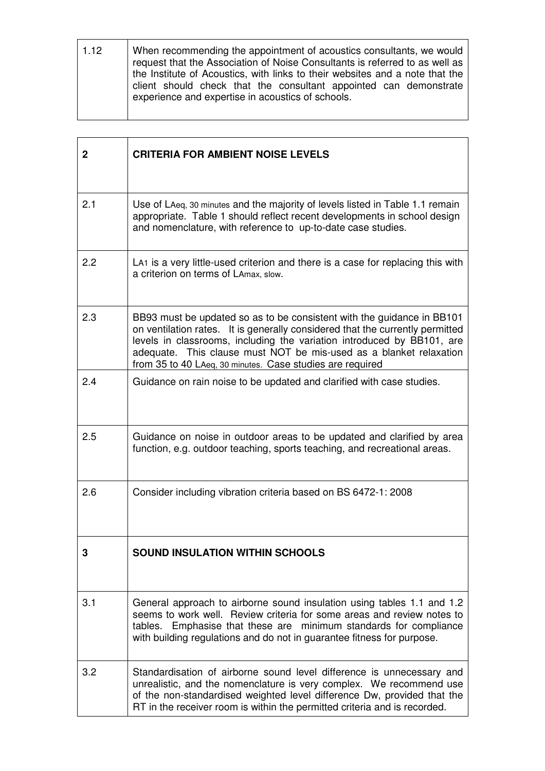| | |
|---|---|
| 1.12 | When recommending the appointment of acoustics consultants, we would request that the Association of Noise Consultants is referred to as well as the Institute of Acoustics, with links to their websites and a note that the client should check that the consultant appointed can demonstrate experience and expertise in acoustics of schools. |

| | |
|---|---|
| **2** | **CRITERIA FOR AMBIENT NOISE LEVELS** |
| 2.1 | Use of $L_{Aeq, 30\ minutes}$ and the majority of levels listed in Table 1.1 remain appropriate. Table 1 should reflect recent developments in school design and nomenclature, with reference to up-to-date case studies. |
| 2.2 | $L_{A1}$ is a very little-used criterion and there is a case for replacing this with a criterion on terms of $L_{Amax,\ slow}$. |
| 2.3 | BB93 must be updated so as to be consistent with the guidance in BB101 on ventilation rates. It is generally considered that the currently permitted levels in classrooms, including the variation introduced by BB101, are adequate. This clause must NOT be mis-used as a blanket relaxation from 35 to 40 $L_{Aeq, 30\ minutes}$. Case studies are required |
| 2.4 | Guidance on rain noise to be updated and clarified with case studies. |
| 2.5 | Guidance on noise in outdoor areas to be updated and clarified by area function, e.g. outdoor teaching, sports teaching, and recreational areas. |
| 2.6 | Consider including vibration criteria based on BS 6472-1: 2008 |
| **3** | **SOUND INSULATION WITHIN SCHOOLS** |
| 3.1 | General approach to airborne sound insulation using tables 1.1 and 1.2 seems to work well. Review criteria for some areas and review notes to tables. Emphasise that these are minimum standards for compliance with building regulations and do not in guarantee fitness for purpose. |
| 3.2 | Standardisation of airborne sound level difference is unnecessary and unrealistic, and the nomenclature is very complex. We recommend use of the non-standardised weighted level difference Dw, provided that the RT in the receiver room is within the permitted criteria and is recorded. |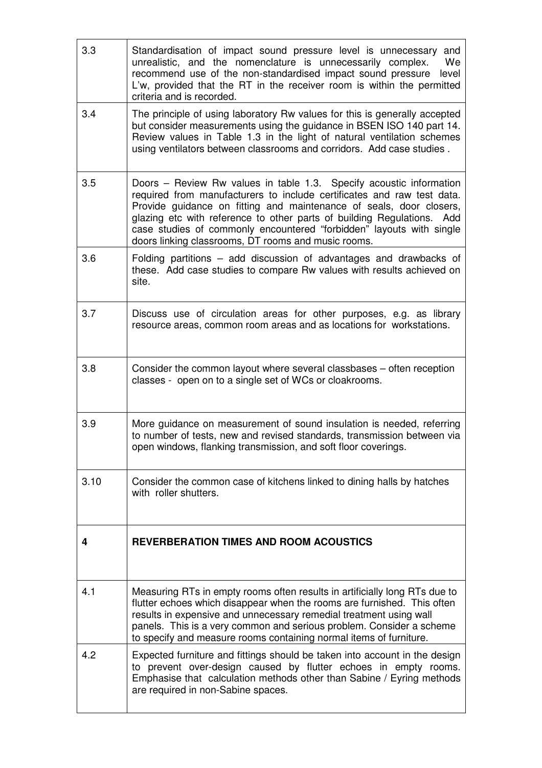| | |
|---|---|
| 3.3 | Standardisation of impact sound pressure level is unnecessary and unrealistic, and the nomenclature is unnecessarily complex. We recommend use of the non-standardised impact sound pressure level L'w, provided that the RT in the receiver room is within the permitted criteria and is recorded. |
| 3.4 | The principle of using laboratory Rw values for this is generally accepted but consider measurements using the guidance in BSEN ISO 140 part 14. Review values in Table 1.3 in the light of natural ventilation schemes using ventilators between classrooms and corridors. Add case studies . |
| 3.5 | Doors – Review Rw values in table 1.3. Specify acoustic information required from manufacturers to include certificates and raw test data. Provide guidance on fitting and maintenance of seals, door closers, glazing etc with reference to other parts of building Regulations. Add case studies of commonly encountered "forbidden" layouts with single doors linking classrooms, DT rooms and music rooms. |
| 3.6 | Folding partitions – add discussion of advantages and drawbacks of these. Add case studies to compare Rw values with results achieved on site. |
| 3.7 | Discuss use of circulation areas for other purposes, e.g. as library resource areas, common room areas and as locations for workstations. |
| 3.8 | Consider the common layout where several classbases – often reception classes - open on to a single set of WCs or cloakrooms. |
| 3.9 | More guidance on measurement of sound insulation is needed, referring to number of tests, new and revised standards, transmission between via open windows, flanking transmission, and soft floor coverings. |
| 3.10 | Consider the common case of kitchens linked to dining halls by hatches with roller shutters. |
| **4** | **REVERBERATION TIMES AND ROOM ACOUSTICS** |
| 4.1 | Measuring RTs in empty rooms often results in artificially long RTs due to flutter echoes which disappear when the rooms are furnished. This often results in expensive and unnecessary remedial treatment using wall panels. This is a very common and serious problem. Consider a scheme to specify and measure rooms containing normal items of furniture. |
| 4.2 | Expected furniture and fittings should be taken into account in the design to prevent over-design caused by flutter echoes in empty rooms. Emphasise that calculation methods other than Sabine / Eyring methods are required in non-Sabine spaces. |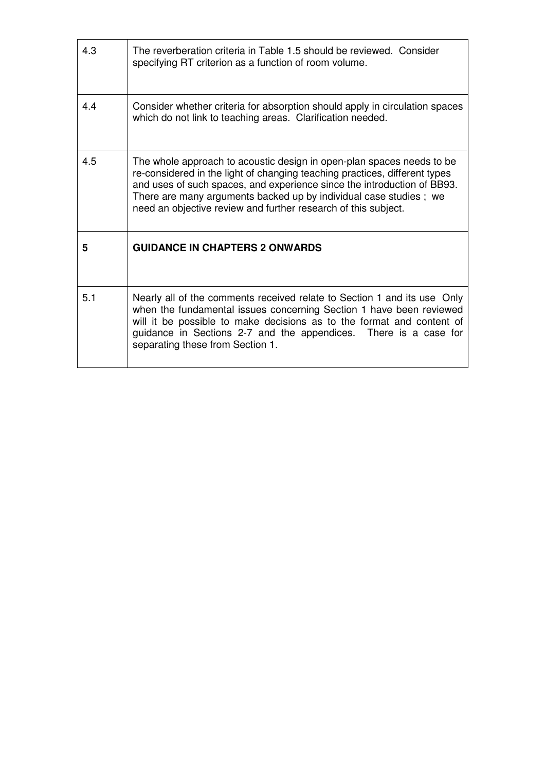| | |
|---|---|
| 4.3 | The reverberation criteria in Table 1.5 should be reviewed. Consider specifying RT criterion as a function of room volume. |
| 4.4 | Consider whether criteria for absorption should apply in circulation spaces which do not link to teaching areas. Clarification needed. |
| 4.5 | The whole approach to acoustic design in open-plan spaces needs to be re-considered in the light of changing teaching practices, different types and uses of such spaces, and experience since the introduction of BB93. There are many arguments backed up by individual case studies ; we need an objective review and further research of this subject. |
| **5** | **GUIDANCE IN CHAPTERS 2 ONWARDS** |
| 5.1 | Nearly all of the comments received relate to Section 1 and its use Only when the fundamental issues concerning Section 1 have been reviewed will it be possible to make decisions as to the format and content of guidance in Sections 2-7 and the appendices. There is a case for separating these from Section 1. |